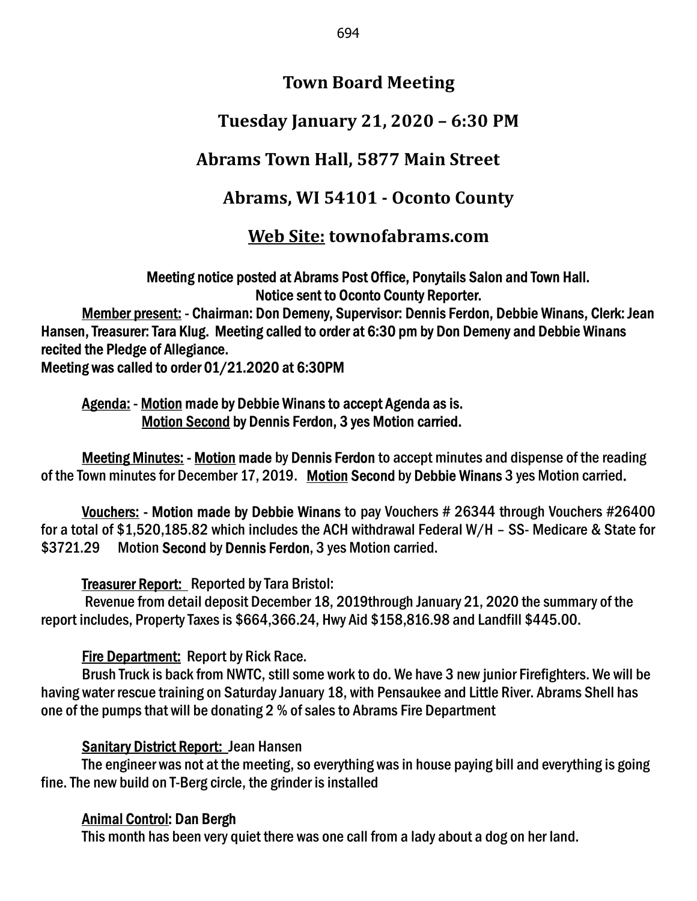# Town Board Meeting

## Tuesday January 21, 2020 – 6:30 PM

## Abrams Town Hall, 5877 Main Street

## Abrams, WI 54101 - Oconto County

## Web Site: townofabrams.com

Meeting notice posted at Abrams Post Office, Ponytails Salon and Town Hall.
Notice sent to Oconto County Reporter.

Member present: - Chairman: Don Demeny, Supervisor: Dennis Ferdon, Debbie Winans, Clerk: Jean Hansen, Treasurer: Tara Klug. Meeting called to order at 6:30 pm by Don Demeny and Debbie Winans recited the Pledge of Allegiance.
Meeting was called to order 01/21.2020 at 6:30PM

Agenda: - Motion made by Debbie Winans to accept Agenda as is.
Motion Second by Dennis Ferdon, 3 yes Motion carried.

Meeting Minutes: - Motion made by Dennis Ferdon to accept minutes and dispense of the reading of the Town minutes for December 17, 2019. Motion Second by Debbie Winans 3 yes Motion carried.

Vouchers: - Motion made by Debbie Winans to pay Vouchers # 26344 through Vouchers #26400 for a total of $1,520,185.82 which includes the ACH withdrawal Federal W/H – SS- Medicare & State for $3721.29 Motion Second by Dennis Ferdon, 3 yes Motion carried.

Treasurer Report: Reported by Tara Bristol:
Revenue from detail deposit December 18, 2019through January 21, 2020 the summary of the report includes, Property Taxes is $664,366.24, Hwy Aid $158,816.98 and Landfill $445.00.

Fire Department: Report by Rick Race.
Brush Truck is back from NWTC, still some work to do. We have 3 new junior Firefighters. We will be having water rescue training on Saturday January 18, with Pensaukee and Little River. Abrams Shell has one of the pumps that will be donating 2 % of sales to Abrams Fire Department

Sanitary District Report: Jean Hansen
The engineer was not at the meeting, so everything was in house paying bill and everything is going fine. The new build on T-Berg circle, the grinder is installed

Animal Control: Dan Bergh
This month has been very quiet there was one call from a lady about a dog on her land.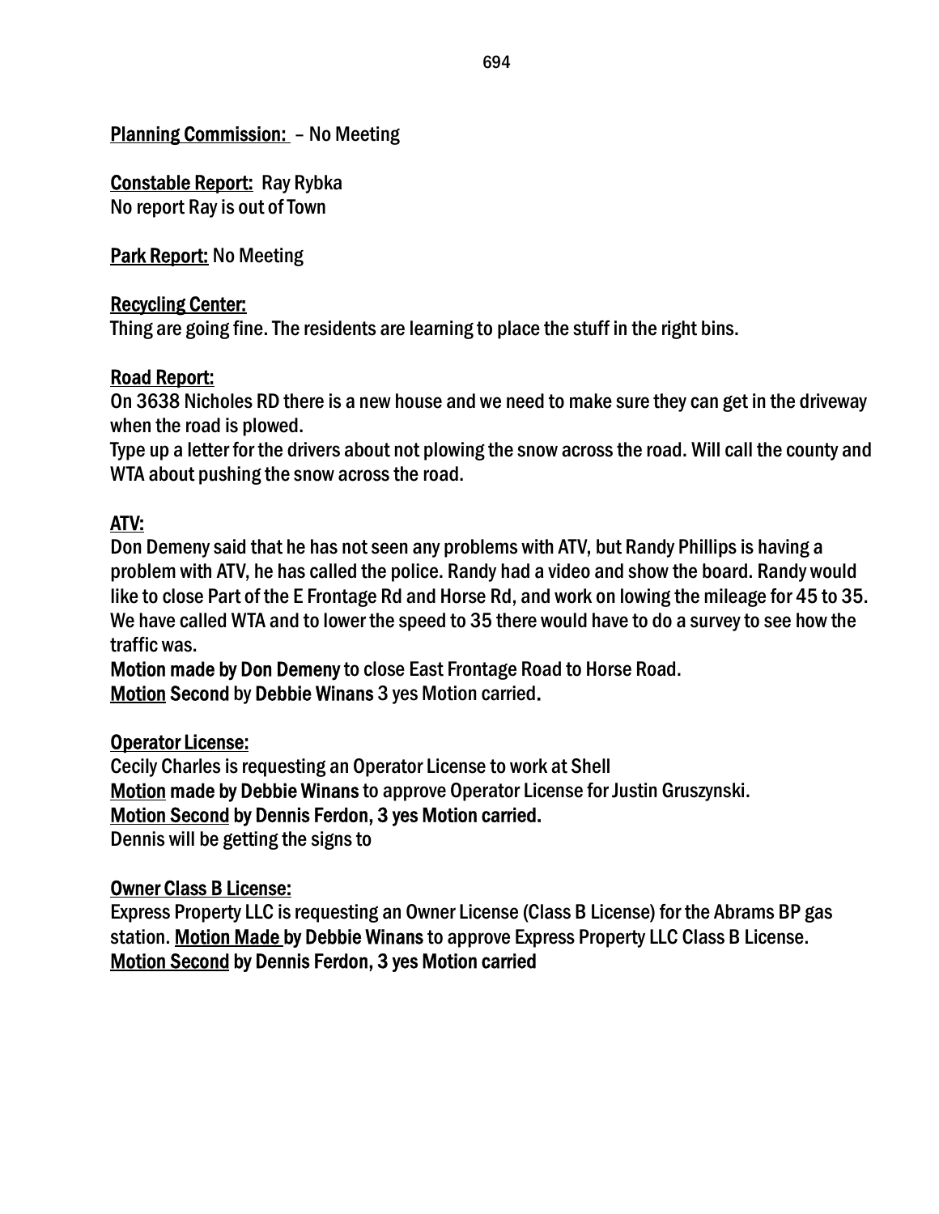**<u>Planning Commission:</u>** – No Meeting

**<u>Constable Report:</u>** Ray Rybka
No report Ray is out of Town

**<u>Park Report:</u>** No Meeting

**<u>Recycling Center:</u>**
Thing are going fine. The residents are learning to place the stuff in the right bins.

**<u>Road Report:</u>**
On 3638 Nicholes RD there is a new house and we need to make sure they can get in the driveway when the road is plowed.
Type up a letter for the drivers about not plowing the snow across the road. Will call the county and WTA about pushing the snow across the road.

**<u>ATV:</u>**
Don Demeny said that he has not seen any problems with ATV, but Randy Phillips is having a problem with ATV, he has called the police. Randy had a video and show the board. Randy would like to close Part of the E Frontage Rd and Horse Rd, and work on lowing the mileage for 45 to 35. We have called WTA and to lower the speed to 35 there would have to do a survey to see how the traffic was.
**Motion made by Don Demeny** to close East Frontage Road to Horse Road.
**<u>Motion</u> Second** by **Debbie Winans** 3 yes Motion carried**.**

**<u>Operator License:</u>**
Cecily Charles is requesting an Operator License to work at Shell
**<u>Motion</u> made by Debbie Winans** to approve Operator License for Justin Gruszynski.
**<u>Motion Second</u> by Dennis Ferdon, 3 yes Motion carried.**
Dennis will be getting the signs to

**<u>Owner Class B License:</u>**
Express Property LLC is requesting an Owner License (Class B License) for the Abrams BP gas station. **<u>Motion Made</u> by Debbie Winans** to approve Express Property LLC Class B License.
**<u>Motion Second</u> by Dennis Ferdon, 3 yes Motion carried**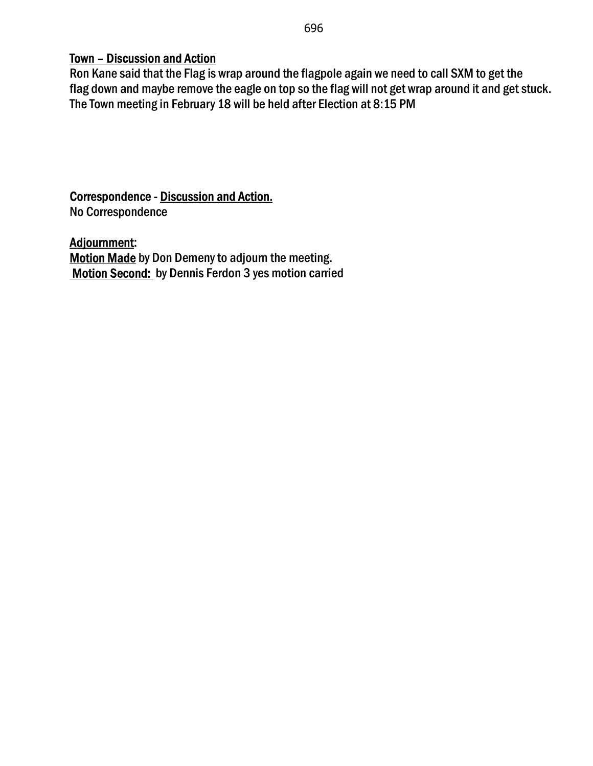**Town – Discussion and Action**

Ron Kane said that the Flag is wrap around the flagpole again we need to call SXM to get the flag down and maybe remove the eagle on top so the flag will not get wrap around it and get stuck. The Town meeting in February 18 will be held after Election at 8:15 PM

**Correspondence - Discussion and Action.**

No Correspondence

**Adjournment:**

**Motion Made** by Don Demeny to adjourn the meeting.

**Motion Second:** by Dennis Ferdon 3 yes motion carried